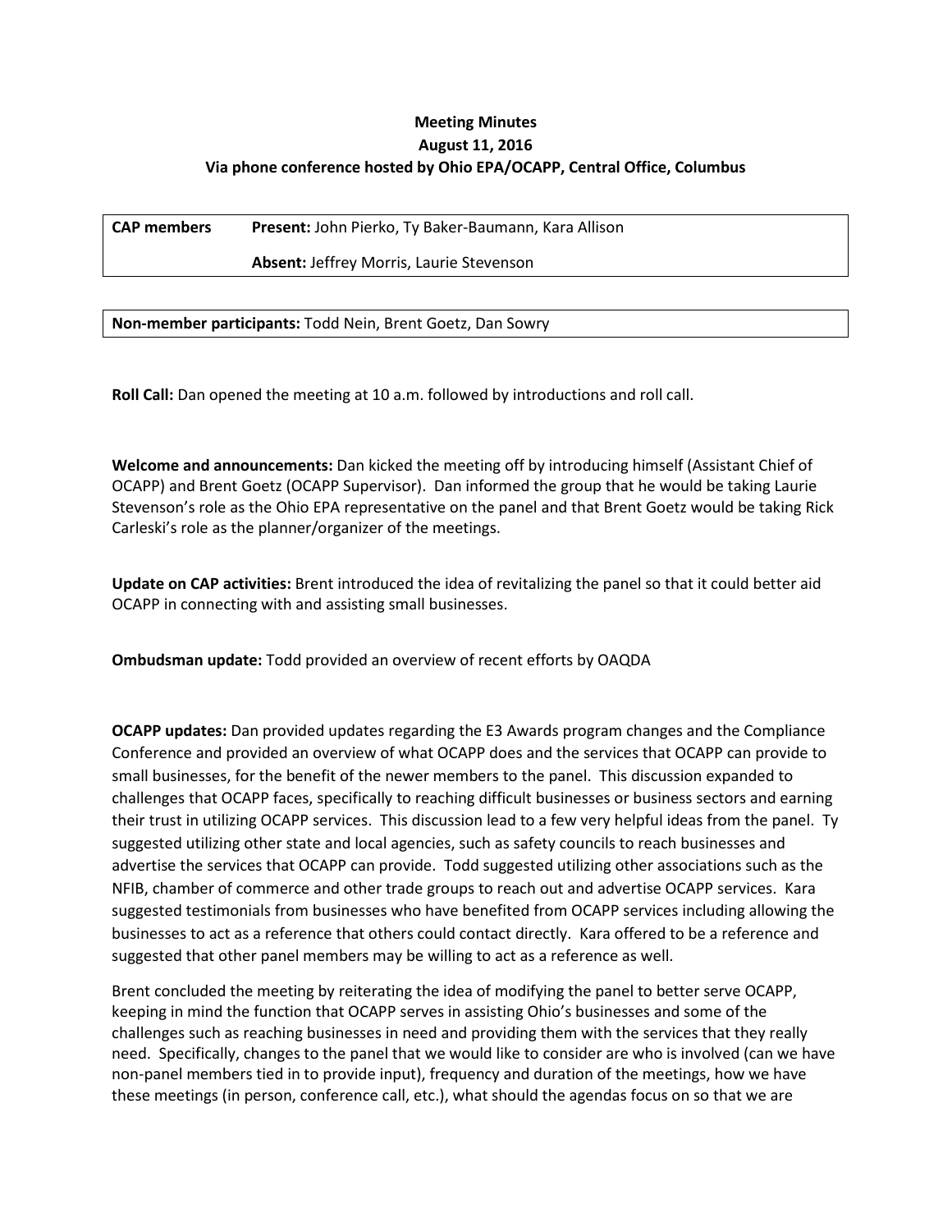**Meeting Minutes**
**August 11, 2016**
**Via phone conference hosted by Ohio EPA/OCAPP, Central Office, Columbus**

| **CAP members** | **Present:** John Pierko, Ty Baker-Baumann, Kara Allison |
| --- | --- |
| | **Absent:** Jeffrey Morris, Laurie Stevenson |

| **Non-member participants:** Todd Nein, Brent Goetz, Dan Sowry |
| --- |

**Roll Call:** Dan opened the meeting at 10 a.m. followed by introductions and roll call.

**Welcome and announcements:** Dan kicked the meeting off by introducing himself (Assistant Chief of OCAPP) and Brent Goetz (OCAPP Supervisor). Dan informed the group that he would be taking Laurie Stevenson's role as the Ohio EPA representative on the panel and that Brent Goetz would be taking Rick Carleski's role as the planner/organizer of the meetings.

**Update on CAP activities:** Brent introduced the idea of revitalizing the panel so that it could better aid OCAPP in connecting with and assisting small businesses.

**Ombudsman update:** Todd provided an overview of recent efforts by OAQDA

**OCAPP updates:** Dan provided updates regarding the E3 Awards program changes and the Compliance Conference and provided an overview of what OCAPP does and the services that OCAPP can provide to small businesses, for the benefit of the newer members to the panel. This discussion expanded to challenges that OCAPP faces, specifically to reaching difficult businesses or business sectors and earning their trust in utilizing OCAPP services. This discussion lead to a few very helpful ideas from the panel. Ty suggested utilizing other state and local agencies, such as safety councils to reach businesses and advertise the services that OCAPP can provide. Todd suggested utilizing other associations such as the NFIB, chamber of commerce and other trade groups to reach out and advertise OCAPP services. Kara suggested testimonials from businesses who have benefited from OCAPP services including allowing the businesses to act as a reference that others could contact directly. Kara offered to be a reference and suggested that other panel members may be willing to act as a reference as well.

Brent concluded the meeting by reiterating the idea of modifying the panel to better serve OCAPP, keeping in mind the function that OCAPP serves in assisting Ohio's businesses and some of the challenges such as reaching businesses in need and providing them with the services that they really need. Specifically, changes to the panel that we would like to consider are who is involved (can we have non-panel members tied in to provide input), frequency and duration of the meetings, how we have these meetings (in person, conference call, etc.), what should the agendas focus on so that we are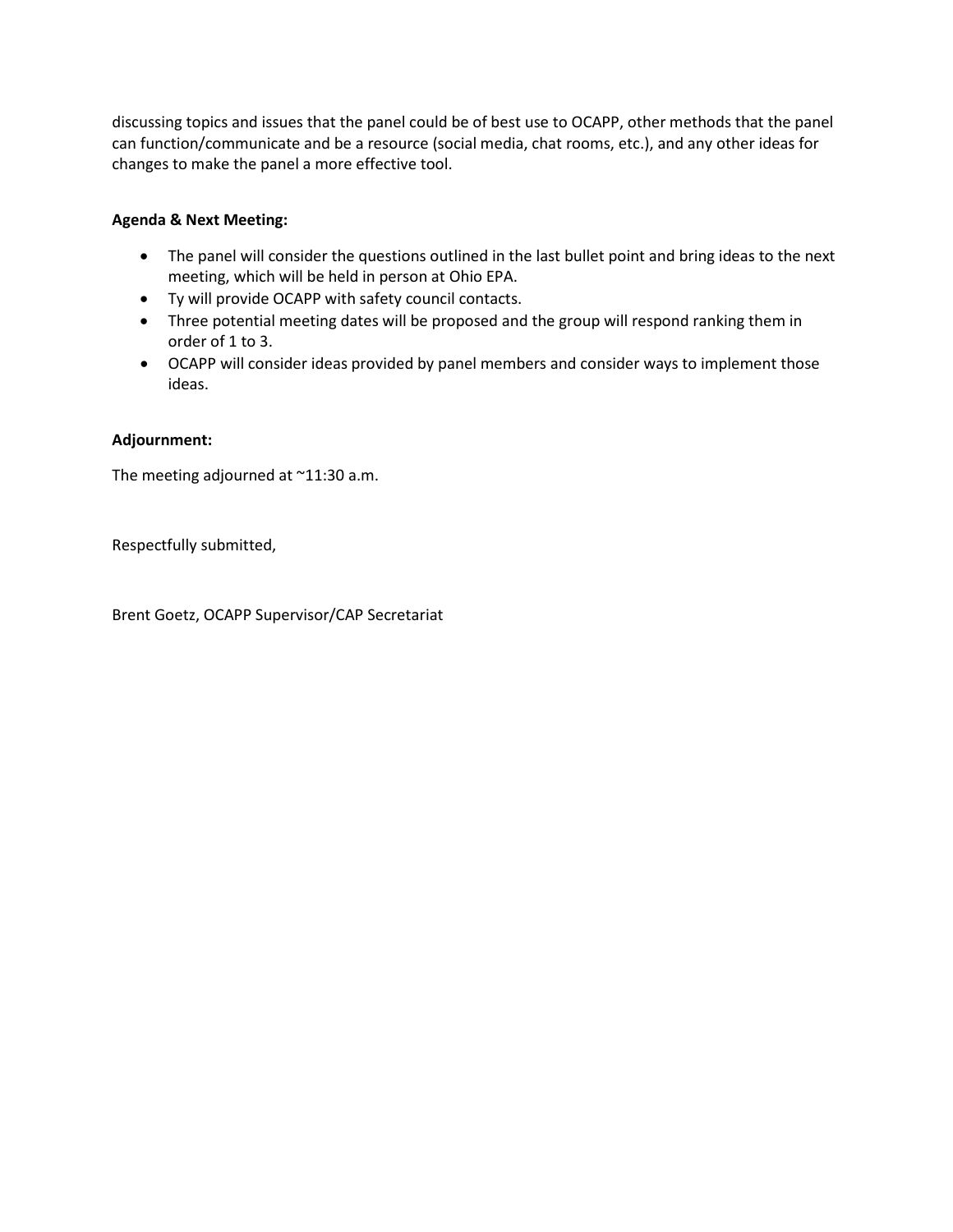discussing topics and issues that the panel could be of best use to OCAPP, other methods that the panel can function/communicate and be a resource (social media, chat rooms, etc.), and any other ideas for changes to make the panel a more effective tool.

**Agenda & Next Meeting:**

- The panel will consider the questions outlined in the last bullet point and bring ideas to the next meeting, which will be held in person at Ohio EPA.
- Ty will provide OCAPP with safety council contacts.
- Three potential meeting dates will be proposed and the group will respond ranking them in order of 1 to 3.
- OCAPP will consider ideas provided by panel members and consider ways to implement those ideas.

**Adjournment:**

The meeting adjourned at ~11:30 a.m.

Respectfully submitted,

Brent Goetz, OCAPP Supervisor/CAP Secretariat